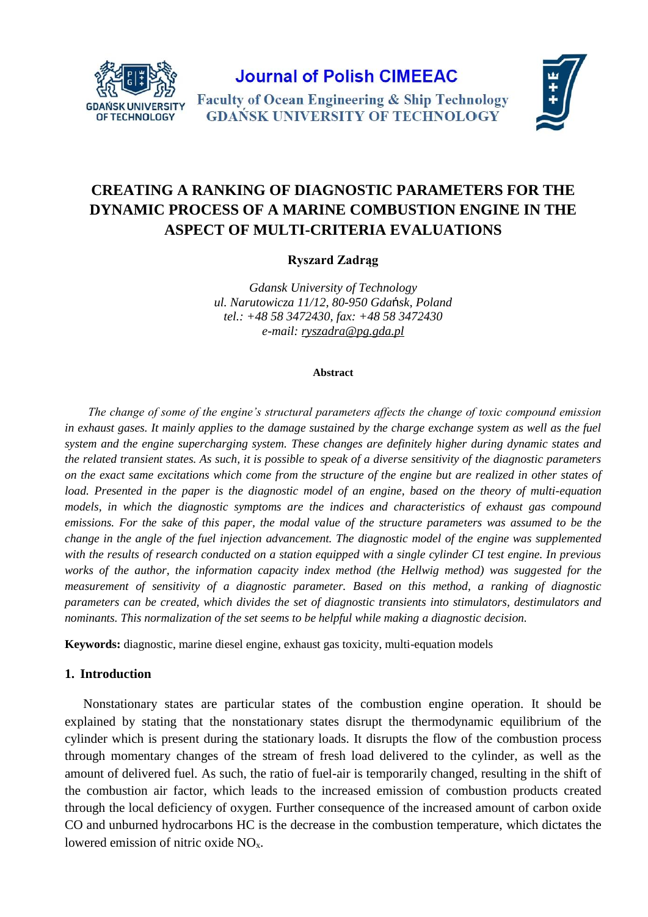Journal of Polish CIMEEAC

Faculty of Ocean Engineering & Ship Technology
GDAŃSK UNIVERSITY OF TECHNOLOGY

# CREATING A RANKING OF DIAGNOSTIC PARAMETERS FOR THE DYNAMIC PROCESS OF A MARINE COMBUSTION ENGINE IN THE ASPECT OF MULTI-CRITERIA EVALUATIONS

**Ryszard Zadrąg**

*Gdansk University of Technology*
*ul. Narutowicza 11/12, 80-950 Gdańsk, Poland*
*tel.: +48 58 3472430, fax: +48 58 3472430*
*e-mail: ryszadra@pg.gda.pl*

**Abstract**

*The change of some of the engine's structural parameters affects the change of toxic compound emission in exhaust gases. It mainly applies to the damage sustained by the charge exchange system as well as the fuel system and the engine supercharging system. These changes are definitely higher during dynamic states and the related transient states. As such, it is possible to speak of a diverse sensitivity of the diagnostic parameters on the exact same excitations which come from the structure of the engine but are realized in other states of load. Presented in the paper is the diagnostic model of an engine, based on the theory of multi-equation models, in which the diagnostic symptoms are the indices and characteristics of exhaust gas compound emissions. For the sake of this paper, the modal value of the structure parameters was assumed to be the change in the angle of the fuel injection advancement. The diagnostic model of the engine was supplemented with the results of research conducted on a station equipped with a single cylinder CI test engine. In previous works of the author, the information capacity index method (the Hellwig method) was suggested for the measurement of sensitivity of a diagnostic parameter. Based on this method, a ranking of diagnostic parameters can be created, which divides the set of diagnostic transients into stimulators, destimulators and nominants. This normalization of the set seems to be helpful while making a diagnostic decision.*

**Keywords:** diagnostic, marine diesel engine, exhaust gas toxicity, multi-equation models

## 1. Introduction

Nonstationary states are particular states of the combustion engine operation. It should be explained by stating that the nonstationary states disrupt the thermodynamic equilibrium of the cylinder which is present during the stationary loads. It disrupts the flow of the combustion process through momentary changes of the stream of fresh load delivered to the cylinder, as well as the amount of delivered fuel. As such, the ratio of fuel-air is temporarily changed, resulting in the shift of the combustion air factor, which leads to the increased emission of combustion products created through the local deficiency of oxygen. Further consequence of the increased amount of carbon oxide CO and unburned hydrocarbons HC is the decrease in the combustion temperature, which dictates the lowered emission of nitric oxide $NO_x$.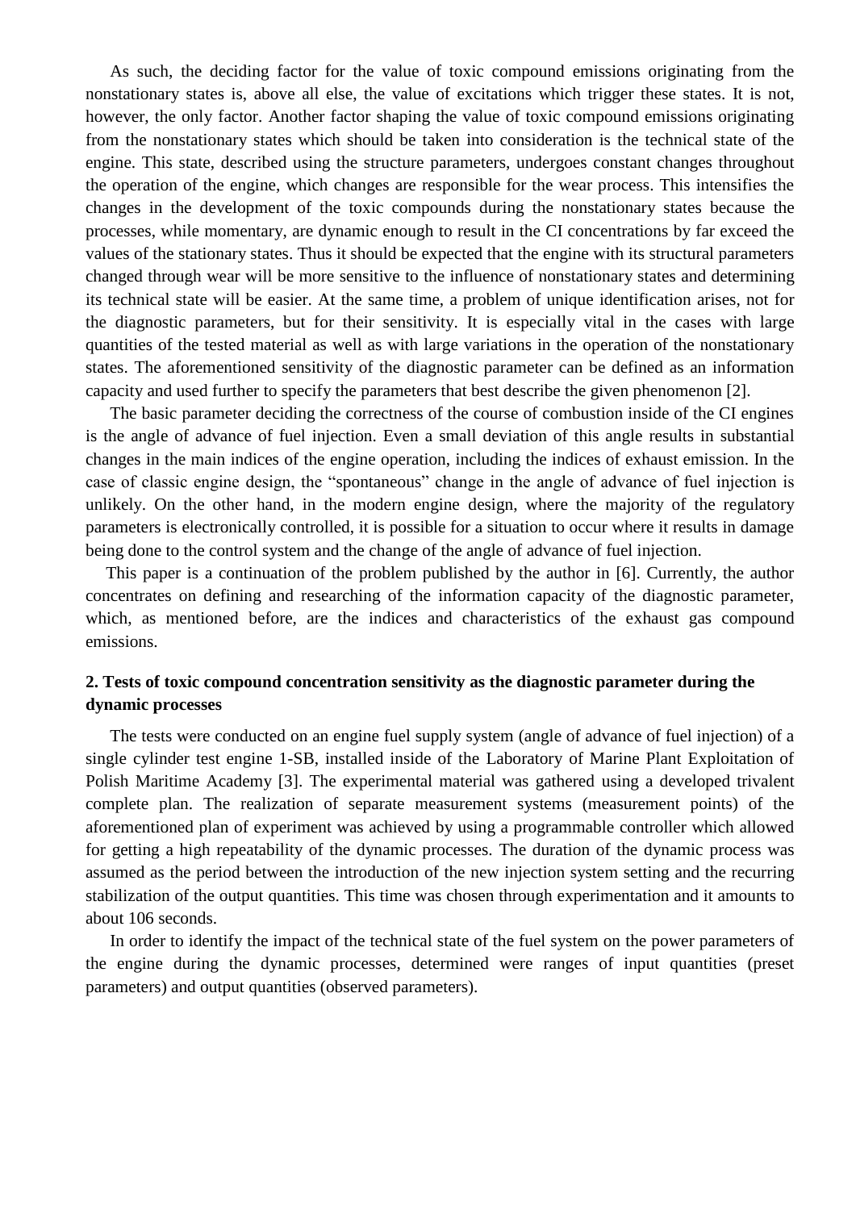As such, the deciding factor for the value of toxic compound emissions originating from the nonstationary states is, above all else, the value of excitations which trigger these states. It is not, however, the only factor. Another factor shaping the value of toxic compound emissions originating from the nonstationary states which should be taken into consideration is the technical state of the engine. This state, described using the structure parameters, undergoes constant changes throughout the operation of the engine, which changes are responsible for the wear process. This intensifies the changes in the development of the toxic compounds during the nonstationary states because the processes, while momentary, are dynamic enough to result in the CI concentrations by far exceed the values of the stationary states. Thus it should be expected that the engine with its structural parameters changed through wear will be more sensitive to the influence of nonstationary states and determining its technical state will be easier. At the same time, a problem of unique identification arises, not for the diagnostic parameters, but for their sensitivity. It is especially vital in the cases with large quantities of the tested material as well as with large variations in the operation of the nonstationary states. The aforementioned sensitivity of the diagnostic parameter can be defined as an information capacity and used further to specify the parameters that best describe the given phenomenon [2].

The basic parameter deciding the correctness of the course of combustion inside of the CI engines is the angle of advance of fuel injection. Even a small deviation of this angle results in substantial changes in the main indices of the engine operation, including the indices of exhaust emission. In the case of classic engine design, the "spontaneous" change in the angle of advance of fuel injection is unlikely. On the other hand, in the modern engine design, where the majority of the regulatory parameters is electronically controlled, it is possible for a situation to occur where it results in damage being done to the control system and the change of the angle of advance of fuel injection.

This paper is a continuation of the problem published by the author in [6]. Currently, the author concentrates on defining and researching of the information capacity of the diagnostic parameter, which, as mentioned before, are the indices and characteristics of the exhaust gas compound emissions.

## 2. Tests of toxic compound concentration sensitivity as the diagnostic parameter during the dynamic processes

The tests were conducted on an engine fuel supply system (angle of advance of fuel injection) of a single cylinder test engine 1-SB, installed inside of the Laboratory of Marine Plant Exploitation of Polish Maritime Academy [3]. The experimental material was gathered using a developed trivalent complete plan. The realization of separate measurement systems (measurement points) of the aforementioned plan of experiment was achieved by using a programmable controller which allowed for getting a high repeatability of the dynamic processes. The duration of the dynamic process was assumed as the period between the introduction of the new injection system setting and the recurring stabilization of the output quantities. This time was chosen through experimentation and it amounts to about 106 seconds.

In order to identify the impact of the technical state of the fuel system on the power parameters of the engine during the dynamic processes, determined were ranges of input quantities (preset parameters) and output quantities (observed parameters).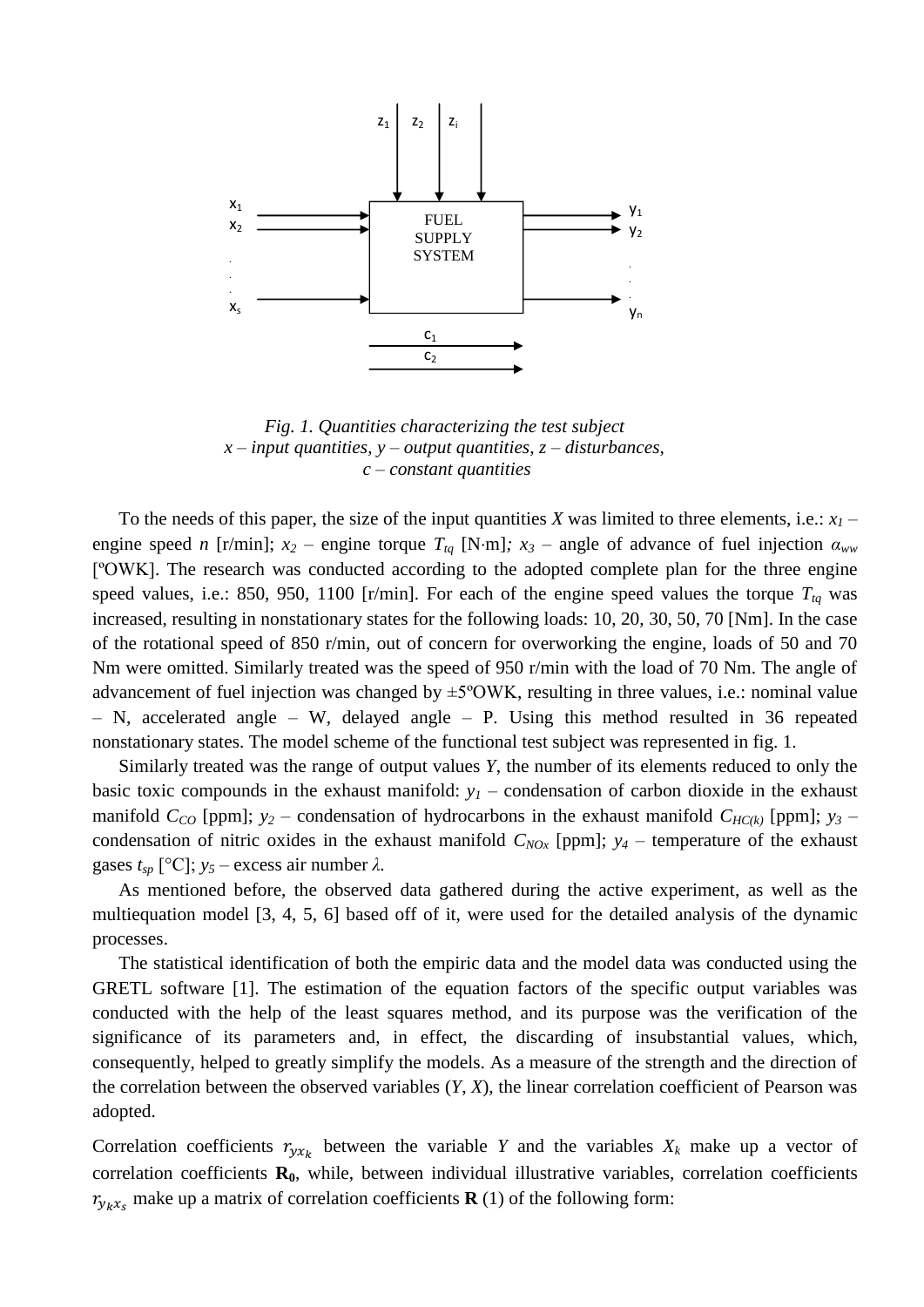Fig. 1. Quantities characterizing the test subject
*x – input quantities, y – output quantities, z – disturbances, c – constant quantities*

To the needs of this paper, the size of the input quantities *X* was limited to three elements, i.e.: $x_1$ – engine speed *n* [r/min]; $x_2$ – engine torque $T_{tq}$ [N·m]; $x_3$ – angle of advance of fuel injection $\alpha_{ww}$ [ºOWK]. The research was conducted according to the adopted complete plan for the three engine speed values, i.e.: 850, 950, 1100 [r/min]. For each of the engine speed values the torque $T_{tq}$ was increased, resulting in nonstationary states for the following loads: 10, 20, 30, 50, 70 [Nm]. In the case of the rotational speed of 850 r/min, out of concern for overworking the engine, loads of 50 and 70 Nm were omitted. Similarly treated was the speed of 950 r/min with the load of 70 Nm. The angle of advancement of fuel injection was changed by ±5ºOWK, resulting in three values, i.e.: nominal value – N, accelerated angle – W, delayed angle – P. Using this method resulted in 36 repeated nonstationary states. The model scheme of the functional test subject was represented in fig. 1.

Similarly treated was the range of output values *Y*, the number of its elements reduced to only the basic toxic compounds in the exhaust manifold: $y_1$ – condensation of carbon dioxide in the exhaust manifold $C_{CO}$ [ppm]; $y_2$ – condensation of hydrocarbons in the exhaust manifold $C_{HC(k)}$ [ppm]; $y_3$ – condensation of nitric oxides in the exhaust manifold $C_{NOx}$ [ppm]; $y_4$ – temperature of the exhaust gases $t_{sp}$ [°C]; $y_5$ – excess air number $\lambda$.

As mentioned before, the observed data gathered during the active experiment, as well as the multiequation model [3, 4, 5, 6] based off of it, were used for the detailed analysis of the dynamic processes.

The statistical identification of both the empiric data and the model data was conducted using the GRETL software [1]. The estimation of the equation factors of the specific output variables was conducted with the help of the least squares method, and its purpose was the verification of the significance of its parameters and, in effect, the discarding of insubstantial values, which, consequently, helped to greatly simplify the models. As a measure of the strength and the direction of the correlation between the observed variables (*Y*, *X*), the linear correlation coefficient of Pearson was adopted.

Correlation coefficients $r_{yx_k}$ between the variable *Y* and the variables $X_k$ make up a vector of correlation coefficients $\mathbf{R_0}$, while, between individual illustrative variables, correlation coefficients $r_{y_k x_s}$ make up a matrix of correlation coefficients **R** (1) of the following form: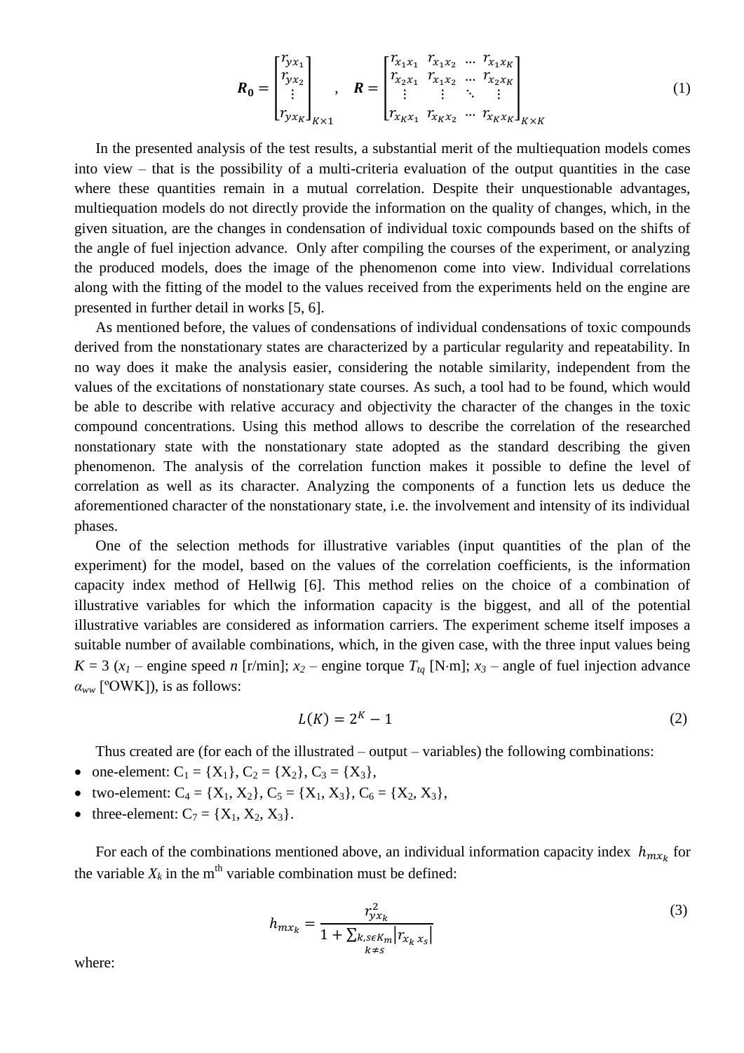$$\boldsymbol{R_0} = \begin{bmatrix} r_{yx_1} \\ r_{yx_2} \\ \vdots \\ r_{yx_K} \end{bmatrix}_{K\times 1}, \quad \boldsymbol{R} = \begin{bmatrix} r_{x_1x_1} & r_{x_1x_2} & \dots & r_{x_1x_K} \\ r_{x_2x_1} & r_{x_1x_2} & \dots & r_{x_2x_K} \\ \vdots & \vdots & \ddots & \vdots \\ r_{x_Kx_1} & r_{x_Kx_2} & \dots & r_{x_Kx_K} \end{bmatrix}_{K\times K} \tag{1}$$

In the presented analysis of the test results, a substantial merit of the multiequation models comes into view – that is the possibility of a multi-criteria evaluation of the output quantities in the case where these quantities remain in a mutual correlation. Despite their unquestionable advantages, multiequation models do not directly provide the information on the quality of changes, which, in the given situation, are the changes in condensation of individual toxic compounds based on the shifts of the angle of fuel injection advance. Only after compiling the courses of the experiment, or analyzing the produced models, does the image of the phenomenon come into view. Individual correlations along with the fitting of the model to the values received from the experiments held on the engine are presented in further detail in works [5, 6].

As mentioned before, the values of condensations of individual condensations of toxic compounds derived from the nonstationary states are characterized by a particular regularity and repeatability. In no way does it make the analysis easier, considering the notable similarity, independent from the values of the excitations of nonstationary state courses. As such, a tool had to be found, which would be able to describe with relative accuracy and objectivity the character of the changes in the toxic compound concentrations. Using this method allows to describe the correlation of the researched nonstationary state with the nonstationary state adopted as the standard describing the given phenomenon. The analysis of the correlation function makes it possible to define the level of correlation as well as its character. Analyzing the components of a function lets us deduce the aforementioned character of the nonstationary state, i.e. the involvement and intensity of its individual phases.

One of the selection methods for illustrative variables (input quantities of the plan of the experiment) for the model, based on the values of the correlation coefficients, is the information capacity index method of Hellwig [6]. This method relies on the choice of a combination of illustrative variables for which the information capacity is the biggest, and all of the potential illustrative variables are considered as information carriers. The experiment scheme itself imposes a suitable number of available combinations, which, in the given case, with the three input values being $K = 3$ ($x_1$ – engine speed $n$ [r/min]; $x_2$ – engine torque $T_{tq}$ [N·m]; $x_3$ – angle of fuel injection advance $\alpha_{ww}$ [ºOWK]), is as follows:

$$L(K) = 2^K - 1 \tag{2}$$

Thus created are (for each of the illustrated – output – variables) the following combinations:

- one-element: $C_1 = \{X_1\}$, $C_2 = \{X_2\}$, $C_3 = \{X_3\}$,
- two-element: $C_4 = \{X_1, X_2\}$, $C_5 = \{X_1, X_3\}$, $C_6 = \{X_2, X_3\}$,
- three-element: $C_7 = \{X_1, X_2, X_3\}$.

For each of the combinations mentioned above, an individual information capacity index $h_{mx_k}$ for the variable $X_k$ in the m[th] variable combination must be defined:

$$h_{mx_k} = \frac{r_{yx_k}^2}{1 + \sum_{\substack{k,s \epsilon K_m \\ k \neq s}} \left| r_{x_k x_s} \right|} \tag{3}$$

where: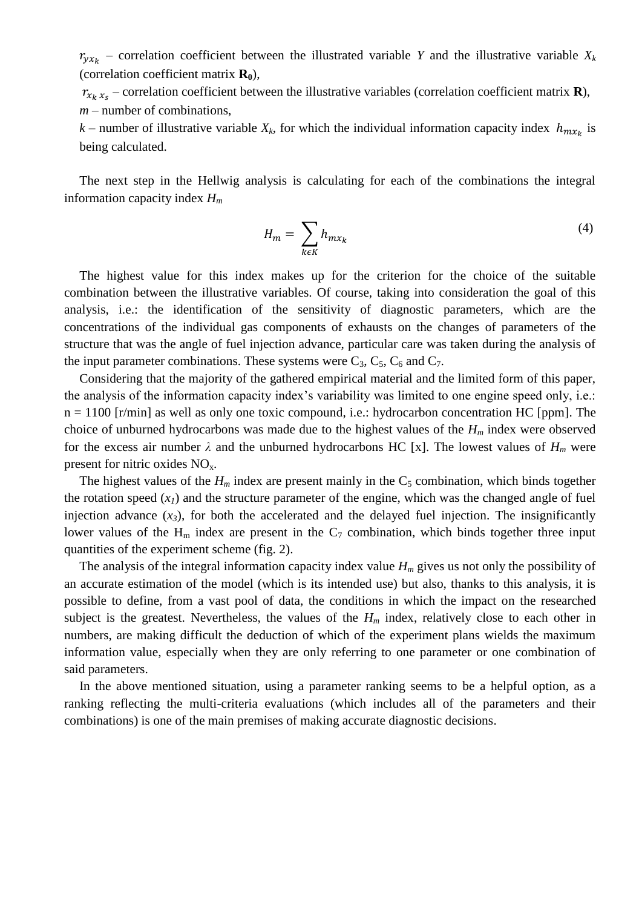$r_{yx_k}$ – correlation coefficient between the illustrated variable $Y$ and the illustrative variable $X_k$ (correlation coefficient matrix $\mathbf{R_0}$),

$r_{x_k x_s}$ – correlation coefficient between the illustrative variables (correlation coefficient matrix $\mathbf{R}$),

$m$ – number of combinations,

$k$ – number of illustrative variable $X_k$, for which the individual information capacity index $h_{mx_k}$ is being calculated.

The next step in the Hellwig analysis is calculating for each of the combinations the integral information capacity index $H_m$

$$H_m = \sum_{k \in K} h_{mx_k} \tag{4}$$

The highest value for this index makes up for the criterion for the choice of the suitable combination between the illustrative variables. Of course, taking into consideration the goal of this analysis, i.e.: the identification of the sensitivity of diagnostic parameters, which are the concentrations of the individual gas components of exhausts on the changes of parameters of the structure that was the angle of fuel injection advance, particular care was taken during the analysis of the input parameter combinations. These systems were $C_3$, $C_5$, $C_6$ and $C_7$.

Considering that the majority of the gathered empirical material and the limited form of this paper, the analysis of the information capacity index's variability was limited to one engine speed only, i.e.: n = 1100 [r/min] as well as only one toxic compound, i.e.: hydrocarbon concentration HC [ppm]. The choice of unburned hydrocarbons was made due to the highest values of the $H_m$ index were observed for the excess air number $\lambda$ and the unburned hydrocarbons HC [x]. The lowest values of $H_m$ were present for nitric oxides $NO_x$.

The highest values of the $H_m$ index are present mainly in the $C_5$ combination, which binds together the rotation speed ($x_1$) and the structure parameter of the engine, which was the changed angle of fuel injection advance ($x_3$), for both the accelerated and the delayed fuel injection. The insignificantly lower values of the $H_m$ index are present in the $C_7$ combination, which binds together three input quantities of the experiment scheme (fig. 2).

The analysis of the integral information capacity index value $H_m$ gives us not only the possibility of an accurate estimation of the model (which is its intended use) but also, thanks to this analysis, it is possible to define, from a vast pool of data, the conditions in which the impact on the researched subject is the greatest. Nevertheless, the values of the $H_m$ index, relatively close to each other in numbers, are making difficult the deduction of which of the experiment plans wields the maximum information value, especially when they are only referring to one parameter or one combination of said parameters.

In the above mentioned situation, using a parameter ranking seems to be a helpful option, as a ranking reflecting the multi-criteria evaluations (which includes all of the parameters and their combinations) is one of the main premises of making accurate diagnostic decisions.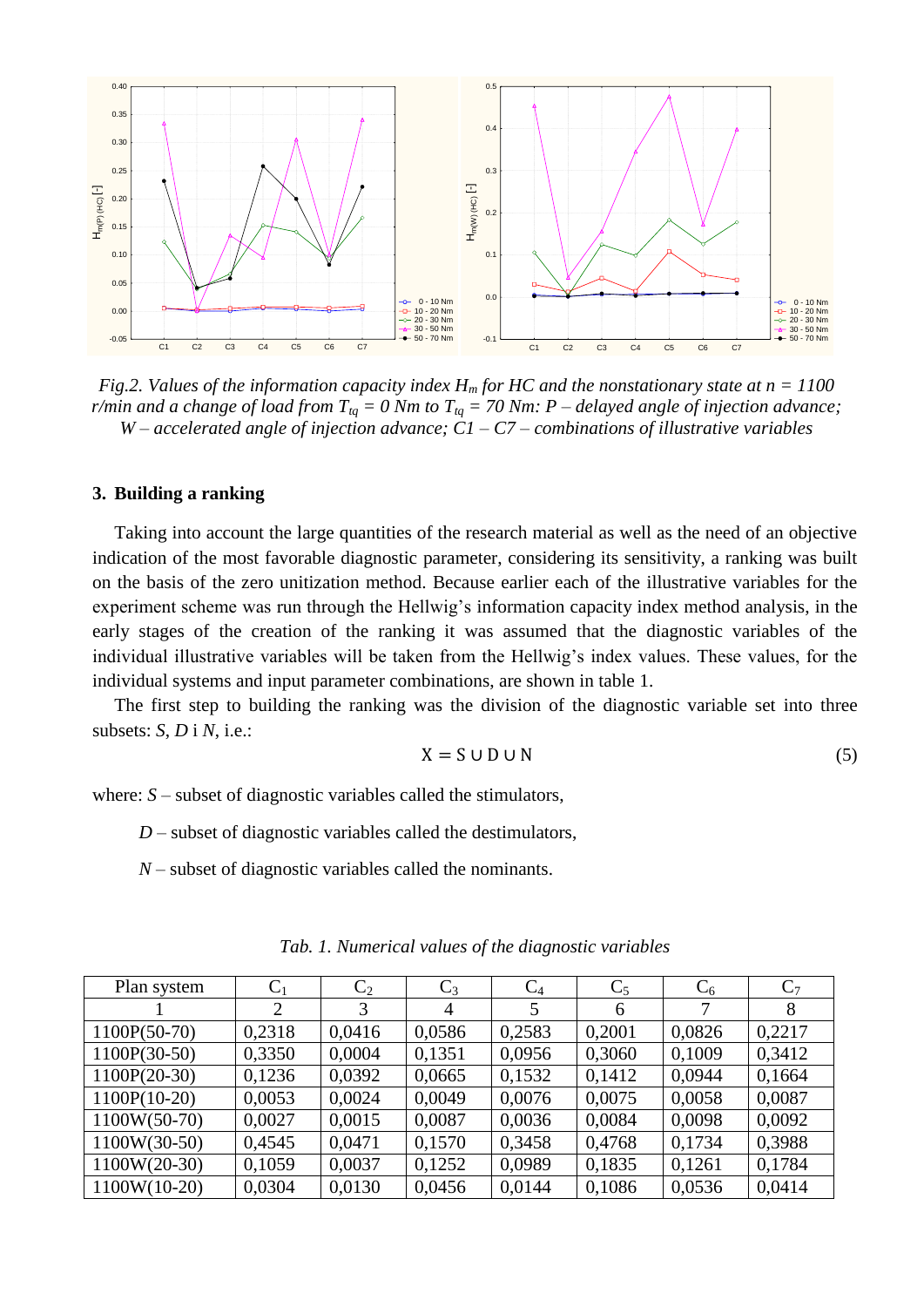*Fig.2. Values of the information capacity index $H_m$ for HC and the nonstationary state at $n = 1100$ r/min and a change of load from $T_{tq} = 0$ Nm to $T_{tq} = 70$ Nm: P – delayed angle of injection advance; W – accelerated angle of injection advance; C1 – C7 – combinations of illustrative variables*

### 3. Building a ranking

Taking into account the large quantities of the research material as well as the need of an objective indication of the most favorable diagnostic parameter, considering its sensitivity, a ranking was built on the basis of the zero unitization method. Because earlier each of the illustrative variables for the experiment scheme was run through the Hellwig's information capacity index method analysis, in the early stages of the creation of the ranking it was assumed that the diagnostic variables of the individual illustrative variables will be taken from the Hellwig's index values. These values, for the individual systems and input parameter combinations, are shown in table 1.

The first step to building the ranking was the division of the diagnostic variable set into three subsets: *S*, *D* i *N*, i.e.:

$$X = S \cup D \cup N \tag{5}$$

where: *S* – subset of diagnostic variables called the stimulators,

*D* – subset of diagnostic variables called the destimulators,

*N* – subset of diagnostic variables called the nominants.

*Tab. 1. Numerical values of the diagnostic variables*

| Plan system | $C_1$ | $C_2$ | $C_3$ | $C_4$ | $C_5$ | $C_6$ | $C_7$ |
|---|---|---|---|---|---|---|---|
| 1 | 2 | 3 | 4 | 5 | 6 | 7 | 8 |
| 1100P(50-70) | 0,2318 | 0,0416 | 0,0586 | 0,2583 | 0,2001 | 0,0826 | 0,2217 |
| 1100P(30-50) | 0,3350 | 0,0004 | 0,1351 | 0,0956 | 0,3060 | 0,1009 | 0,3412 |
| 1100P(20-30) | 0,1236 | 0,0392 | 0,0665 | 0,1532 | 0,1412 | 0,0944 | 0,1664 |
| 1100P(10-20) | 0,0053 | 0,0024 | 0,0049 | 0,0076 | 0,0075 | 0,0058 | 0,0087 |
| 1100W(50-70) | 0,0027 | 0,0015 | 0,0087 | 0,0036 | 0,0084 | 0,0098 | 0,0092 |
| 1100W(30-50) | 0,4545 | 0,0471 | 0,1570 | 0,3458 | 0,4768 | 0,1734 | 0,3988 |
| 1100W(20-30) | 0,1059 | 0,0037 | 0,1252 | 0,0989 | 0,1835 | 0,1261 | 0,1784 |
| 1100W(10-20) | 0,0304 | 0,0130 | 0,0456 | 0,0144 | 0,1086 | 0,0536 | 0,0414 |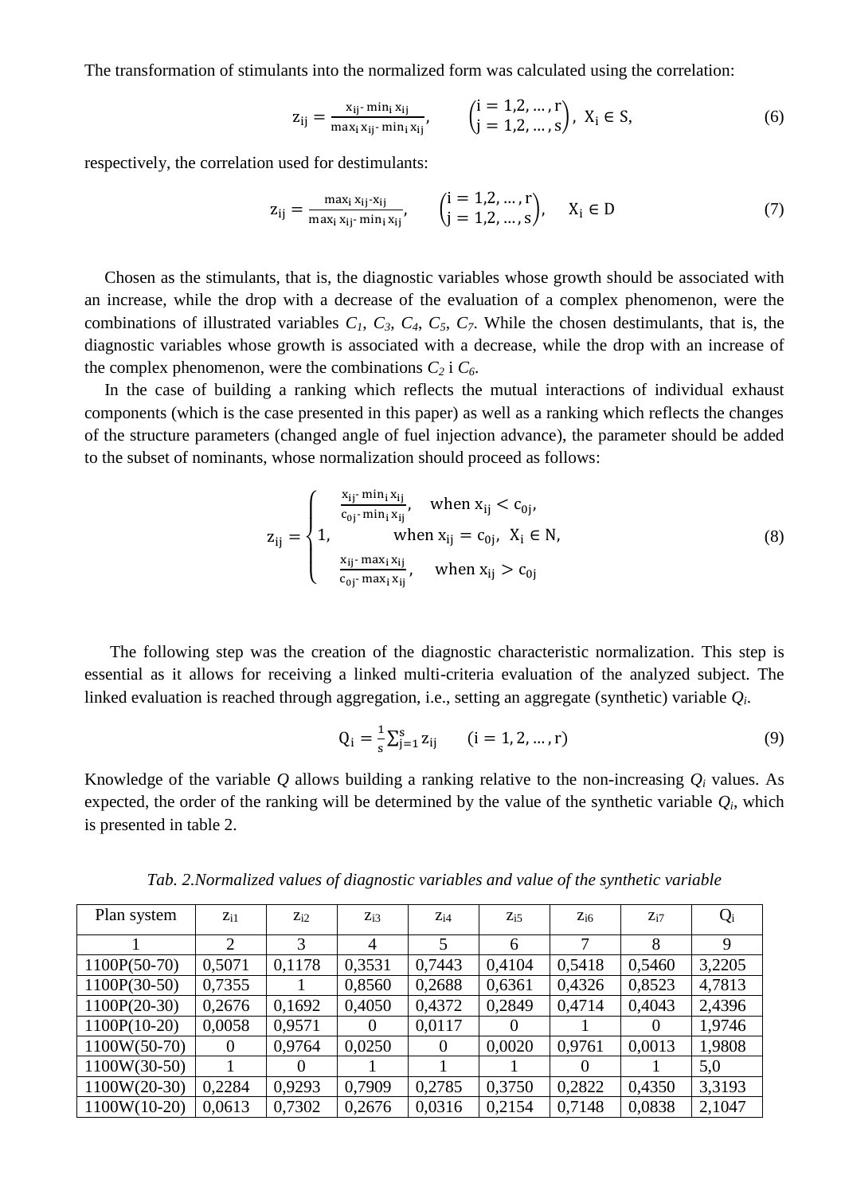The transformation of stimulants into the normalized form was calculated using the correlation:

$$z_{ij} = \frac{x_{ij} - \min_i x_{ij}}{\max_i x_{ij} - \min_i x_{ij}}, \qquad \begin{pmatrix} i = 1,2,\dots,r \\ j = 1,2,\dots,s \end{pmatrix}, \ X_i \in S, \tag{6}$$

respectively, the correlation used for destimulants:

$$z_{ij} = \frac{\max_i x_{ij} - x_{ij}}{\max_i x_{ij} - \min_i x_{ij}}, \qquad \begin{pmatrix} i = 1,2,\dots,r \\ j = 1,2,\dots,s \end{pmatrix}, \quad X_i \in D \tag{7}$$

Chosen as the stimulants, that is, the diagnostic variables whose growth should be associated with an increase, while the drop with a decrease of the evaluation of a complex phenomenon, were the combinations of illustrated variables $C_1$, $C_3$, $C_4$, $C_5$, $C_7$. While the chosen destimulants, that is, the diagnostic variables whose growth is associated with a decrease, while the drop with an increase of the complex phenomenon, were the combinations $C_2$ i $C_6$.

In the case of building a ranking which reflects the mutual interactions of individual exhaust components (which is the case presented in this paper) as well as a ranking which reflects the changes of the structure parameters (changed angle of fuel injection advance), the parameter should be added to the subset of nominants, whose normalization should proceed as follows:

$$z_{ij} = \begin{cases} \frac{x_{ij} - \min_i x_{ij}}{c_{0j} - \min_i x_{ij}}, & \text{when } x_{ij} < c_{0j}, \\ 1, & \text{when } x_{ij} = c_{0j}, \ X_i \in N, \\ \frac{x_{ij} - \max_i x_{ij}}{c_{0j} - \max_i x_{ij}}, & \text{when } x_{ij} > c_{0j} \end{cases} \tag{8}$$

The following step was the creation of the diagnostic characteristic normalization. This step is essential as it allows for receiving a linked multi-criteria evaluation of the analyzed subject. The linked evaluation is reached through aggregation, i.e., setting an aggregate (synthetic) variable $Q_i$.

$$Q_i = \frac{1}{s}\sum_{j=1}^{s} z_{ij} \qquad (i = 1, 2, \dots, r) \tag{9}$$

Knowledge of the variable $Q$ allows building a ranking relative to the non-increasing $Q_i$ values. As expected, the order of the ranking will be determined by the value of the synthetic variable $Q_i$, which is presented in table 2.

*Tab. 2.Normalized values of diagnostic variables and value of the synthetic variable*

| Plan system | $z_{i1}$ | $z_{i2}$ | $z_{i3}$ | $z_{i4}$ | $z_{i5}$ | $z_{i6}$ | $z_{i7}$ | $Q_i$ |
|---|---|---|---|---|---|---|---|---|
| 1 | 2 | 3 | 4 | 5 | 6 | 7 | 8 | 9 |
| 1100P(50-70) | 0,5071 | 0,1178 | 0,3531 | 0,7443 | 0,4104 | 0,5418 | 0,5460 | 3,2205 |
| 1100P(30-50) | 0,7355 | 1 | 0,8560 | 0,2688 | 0,6361 | 0,4326 | 0,8523 | 4,7813 |
| 1100P(20-30) | 0,2676 | 0,1692 | 0,4050 | 0,4372 | 0,2849 | 0,4714 | 0,4043 | 2,4396 |
| 1100P(10-20) | 0,0058 | 0,9571 | 0 | 0,0117 | 0 | 1 | 0 | 1,9746 |
| 1100W(50-70) | 0 | 0,9764 | 0,0250 | 0 | 0,0020 | 0,9761 | 0,0013 | 1,9808 |
| 1100W(30-50) | 1 | 0 | 1 | 1 | 1 | 0 | 1 | 5,0 |
| 1100W(20-30) | 0,2284 | 0,9293 | 0,7909 | 0,2785 | 0,3750 | 0,2822 | 0,4350 | 3,3193 |
| 1100W(10-20) | 0,0613 | 0,7302 | 0,2676 | 0,0316 | 0,2154 | 0,7148 | 0,0838 | 2,1047 |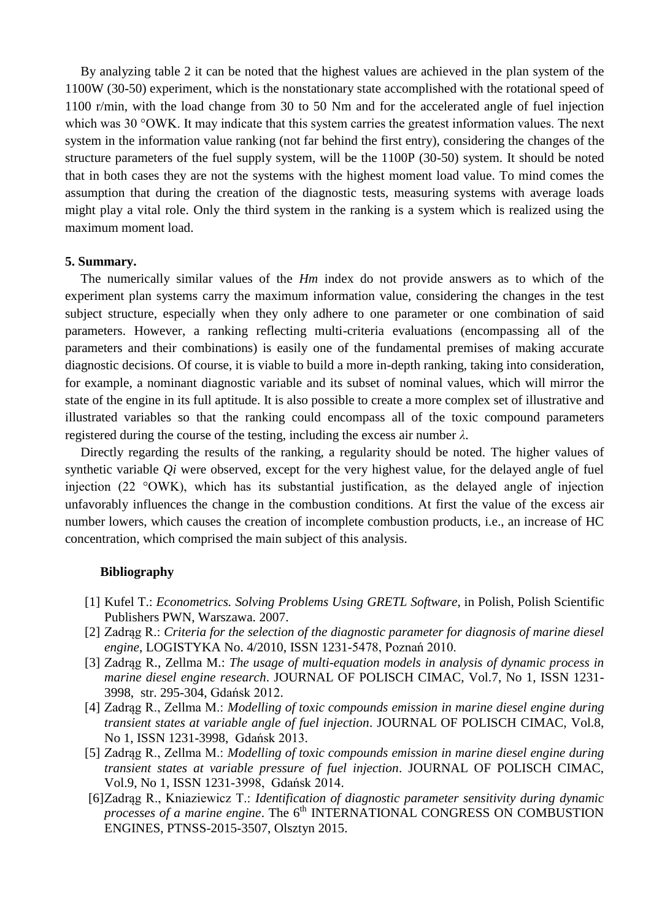By analyzing table 2 it can be noted that the highest values are achieved in the plan system of the 1100W (30-50) experiment, which is the nonstationary state accomplished with the rotational speed of 1100 r/min, with the load change from 30 to 50 Nm and for the accelerated angle of fuel injection which was 30 °OWK. It may indicate that this system carries the greatest information values. The next system in the information value ranking (not far behind the first entry), considering the changes of the structure parameters of the fuel supply system, will be the 1100P (30-50) system. It should be noted that in both cases they are not the systems with the highest moment load value. To mind comes the assumption that during the creation of the diagnostic tests, measuring systems with average loads might play a vital role. Only the third system in the ranking is a system which is realized using the maximum moment load.

## 5. Summary.

The numerically similar values of the *Hm* index do not provide answers as to which of the experiment plan systems carry the maximum information value, considering the changes in the test subject structure, especially when they only adhere to one parameter or one combination of said parameters. However, a ranking reflecting multi-criteria evaluations (encompassing all of the parameters and their combinations) is easily one of the fundamental premises of making accurate diagnostic decisions. Of course, it is viable to build a more in-depth ranking, taking into consideration, for example, a nominant diagnostic variable and its subset of nominal values, which will mirror the state of the engine in its full aptitude. It is also possible to create a more complex set of illustrative and illustrated variables so that the ranking could encompass all of the toxic compound parameters registered during the course of the testing, including the excess air number $\lambda$.

Directly regarding the results of the ranking, a regularity should be noted. The higher values of synthetic variable $Q_i$ were observed, except for the very highest value, for the delayed angle of fuel injection (22 °OWK), which has its substantial justification, as the delayed angle of injection unfavorably influences the change in the combustion conditions. At first the value of the excess air number lowers, which causes the creation of incomplete combustion products, i.e., an increase of HC concentration, which comprised the main subject of this analysis.

## Bibliography

[1] Kufel T.: *Econometrics. Solving Problems Using GRETL Software*, in Polish, Polish Scientific Publishers PWN, Warszawa. 2007.

[2] Zadrąg R.: *Criteria for the selection of the diagnostic parameter for diagnosis of marine diesel engine*, LOGISTYKA No. 4/2010, ISSN 1231-5478, Poznań 2010.

[3] Zadrąg R., Zellma M.: *The usage of multi-equation models in analysis of dynamic process in marine diesel engine research*. JOURNAL OF POLISCH CIMAC, Vol.7, No 1, ISSN 1231-3998, str. 295-304, Gdańsk 2012.

[4] Zadrąg R., Zellma M.: *Modelling of toxic compounds emission in marine diesel engine during transient states at variable angle of fuel injection*. JOURNAL OF POLISCH CIMAC, Vol.8, No 1, ISSN 1231-3998, Gdańsk 2013.

[5] Zadrąg R., Zellma M.: *Modelling of toxic compounds emission in marine diesel engine during transient states at variable pressure of fuel injection*. JOURNAL OF POLISCH CIMAC, Vol.9, No 1, ISSN 1231-3998, Gdańsk 2014.

[6] Zadrąg R., Kniaziewicz T.: *Identification of diagnostic parameter sensitivity during dynamic processes of a marine engine*. The 6th INTERNATIONAL CONGRESS ON COMBUSTION ENGINES, PTNSS-2015-3507, Olsztyn 2015.